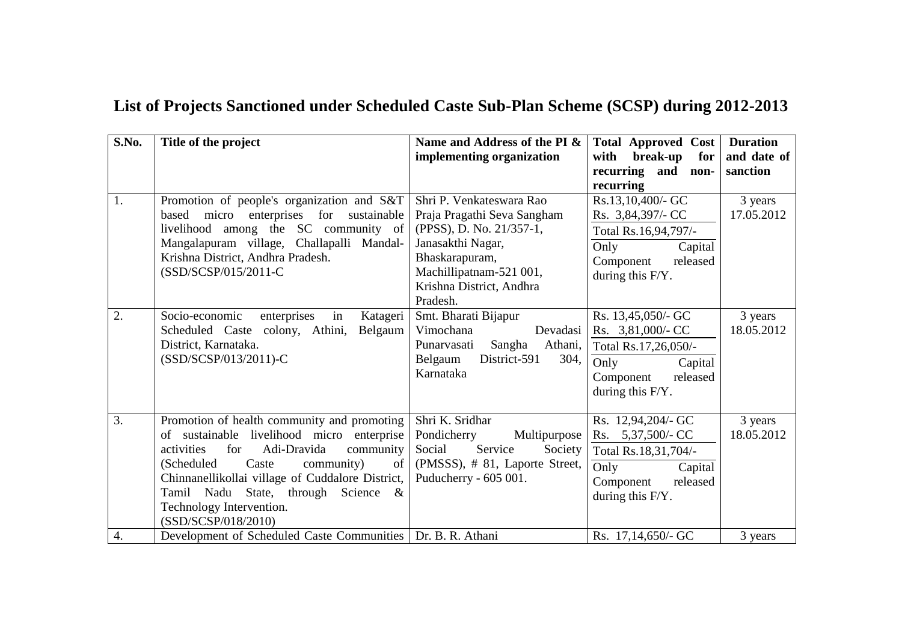# List of Projects Sanctioned under Scheduled Caste Sub-Plan Scheme (SCSP) during 2012-2013

| S.No. | Title of the project | Name and Address of the PI & implementing organization | Total Approved Cost with break-up for recurring and non-recurring | Duration and date of sanction |
|---|---|---|---|---|
| 1. | Promotion of people's organization and S&T based micro enterprises for sustainable livelihood among the SC community of Mangalapuram village, Challapalli Mandal- Krishna District, Andhra Pradesh. (SSD/SCSP/015/2011-C | Shri P. Venkateswara Rao Praja Pragathi Seva Sangham (PPSS), D. No. 21/357-1, Janasakthi Nagar, Bhaskarapuram, Machillipatnam-521 001, Krishna District, Andhra Pradesh. | Rs.13,10,400/- GC<br>Rs. 3,84,397/- CC<br>Total Rs.16,94,797/-<br>Only Capital Component released during this F/Y. | 3 years<br>17.05.2012 |
| 2. | Socio-economic enterprises in Katageri Scheduled Caste colony, Athini, Belgaum District, Karnataka. (SSD/SCSP/013/2011)-C | Smt. Bharati Bijapur Vimochana Devadasi Punarvasati Sangha Athani, Belgaum District-591 304, Karnataka | Rs. 13,45,050/- GC<br>Rs. 3,81,000/- CC<br>Total Rs.17,26,050/-<br>Only Capital Component released during this F/Y. | 3 years<br>18.05.2012 |
| 3. | Promotion of health community and promoting of sustainable livelihood micro enterprise activities for Adi-Dravida community (Scheduled Caste community) of Chinnanellikollai village of Cuddalore District, Tamil Nadu State, through Science & Technology Intervention. (SSD/SCSP/018/2010) | Shri K. Sridhar Pondicherry Multipurpose Social Service Society (PMSSS), # 81, Laporte Street, Puducherry - 605 001. | Rs. 12,94,204/- GC<br>Rs. 5,37,500/- CC<br>Total Rs.18,31,704/-<br>Only Capital Component released during this F/Y. | 3 years<br>18.05.2012 |
| 4. | Development of Scheduled Caste Communities | Dr. B. R. Athani | Rs. 17,14,650/- GC | 3 years |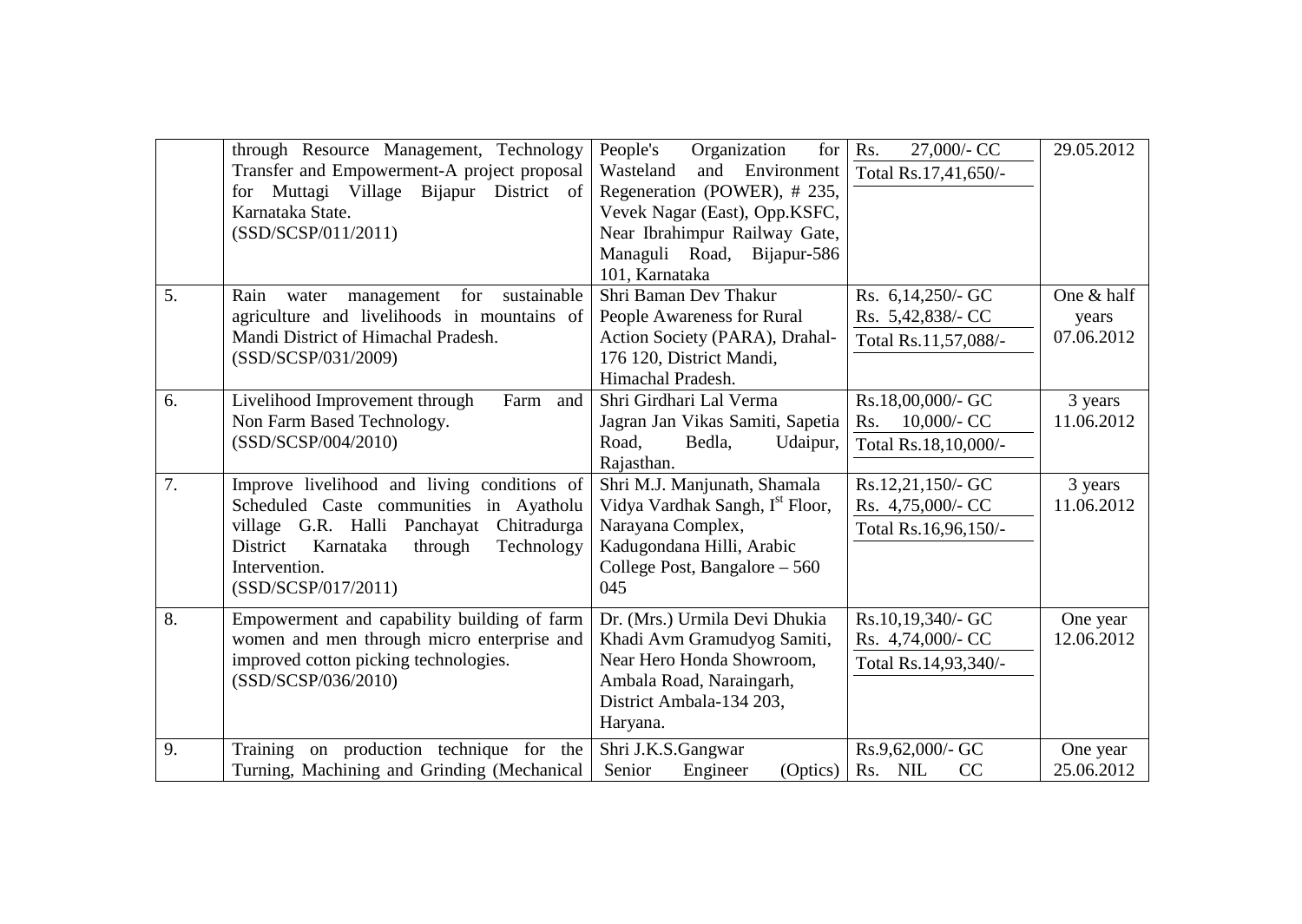| | | | | |
|---|---|---|---|---|
| | through Resource Management, Technology Transfer and Empowerment-A project proposal for Muttagi Village Bijapur District of Karnataka State.<br>(SSD/SCSP/011/2011) | People's Organization for Wasteland and Environment Regeneration (POWER), # 235, Vevek Nagar (East), Opp.KSFC, Near Ibrahimpur Railway Gate, Managuli Road, Bijapur-586 101, Karnataka | Rs. 27,000/- CC<br>Total Rs.17,41,650/- | 29.05.2012 |
| 5. | Rain water management for sustainable agriculture and livelihoods in mountains of Mandi District of Himachal Pradesh.<br>(SSD/SCSP/031/2009) | Shri Baman Dev Thakur<br>People Awareness for Rural Action Society (PARA), Drahal-176 120, District Mandi, Himachal Pradesh. | Rs. 6,14,250/- GC<br>Rs. 5,42,838/- CC<br>Total Rs.11,57,088/- | One & half years<br>07.06.2012 |
| 6. | Livelihood Improvement through Farm and Non Farm Based Technology.<br>(SSD/SCSP/004/2010) | Shri Girdhari Lal Verma<br>Jagran Jan Vikas Samiti, Sapetia Road, Bedla, Udaipur, Rajasthan. | Rs.18,00,000/- GC<br>Rs. 10,000/- CC<br>Total Rs.18,10,000/- | 3 years<br>11.06.2012 |
| 7. | Improve livelihood and living conditions of Scheduled Caste communities in Ayatholu village G.R. Halli Panchayat Chitradurga District Karnataka through Technology Intervention.<br>(SSD/SCSP/017/2011) | Shri M.J. Manjunath, Shamala Vidya Vardhak Sangh, I[st] Floor, Narayana Complex, Kadugondana Hilli, Arabic College Post, Bangalore – 560 045 | Rs.12,21,150/- GC<br>Rs. 4,75,000/- CC<br>Total Rs.16,96,150/- | 3 years<br>11.06.2012 |
| 8. | Empowerment and capability building of farm women and men through micro enterprise and improved cotton picking technologies.<br>(SSD/SCSP/036/2010) | Dr. (Mrs.) Urmila Devi Dhukia<br>Khadi Avm Gramudyog Samiti, Near Hero Honda Showroom, Ambala Road, Naraingarh, District Ambala-134 203, Haryana. | Rs.10,19,340/- GC<br>Rs. 4,74,000/- CC<br>Total Rs.14,93,340/- | One year<br>12.06.2012 |
| 9. | Training on production technique for the Turning, Machining and Grinding (Mechanical | Shri J.K.S.Gangwar<br>Senior Engineer (Optics) | Rs.9,62,000/- GC<br>Rs. NIL CC | One year<br>25.06.2012 |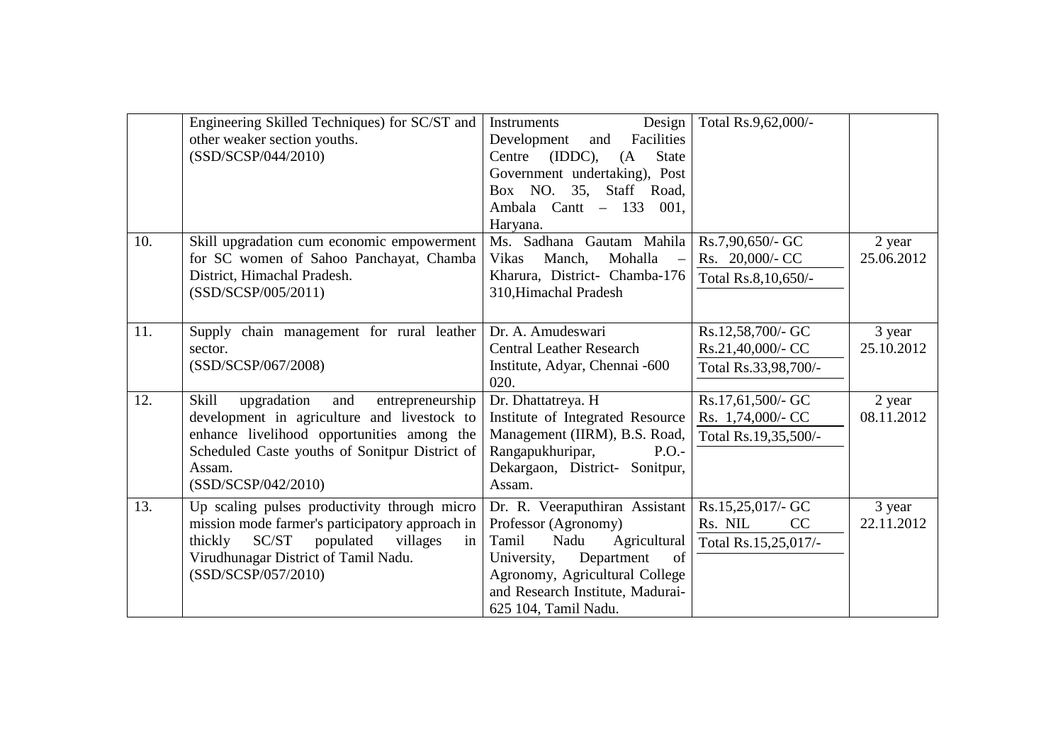| | | | | |
|---|---|---|---|---|
| | Engineering Skilled Techniques) for SC/ST and other weaker section youths. (SSD/SCSP/044/2010) | Instruments Design Development and Facilities Centre (IDDC), (A State Government undertaking), Post Box NO. 35, Staff Road, Ambala Cantt – 133 001, Haryana. | Total Rs.9,62,000/- | |
| 10. | Skill upgradation cum economic empowerment for SC women of Sahoo Panchayat, Chamba District, Himachal Pradesh. (SSD/SCSP/005/2011) | Ms. Sadhana Gautam Mahila Vikas Manch, Mohalla – Kharura, District- Chamba-176 310,Himachal Pradesh | Rs.7,90,650/- GC<br>Rs. 20,000/- CC<br>Total Rs.8,10,650/- | 2 year<br>25.06.2012 |
| 11. | Supply chain management for rural leather sector. (SSD/SCSP/067/2008) | Dr. A. Amudeswari<br>Central Leather Research Institute, Adyar, Chennai -600 020. | Rs.12,58,700/- GC<br>Rs.21,40,000/- CC<br>Total Rs.33,98,700/- | 3 year<br>25.10.2012 |
| 12. | Skill upgradation and entrepreneurship development in agriculture and livestock to enhance livelihood opportunities among the Scheduled Caste youths of Sonitpur District of Assam. (SSD/SCSP/042/2010) | Dr. Dhattatreya. H<br>Institute of Integrated Resource Management (IIRM), B.S. Road, Rangapukhuripar, P.O.- Dekargaon, District- Sonitpur, Assam. | Rs.17,61,500/- GC<br>Rs. 1,74,000/- CC<br>Total Rs.19,35,500/- | 2 year<br>08.11.2012 |
| 13. | Up scaling pulses productivity through micro mission mode farmer's participatory approach in thickly SC/ST populated villages in Virudhunagar District of Tamil Nadu. (SSD/SCSP/057/2010) | Dr. R. Veeraputhiran Assistant Professor (Agronomy)<br>Tamil Nadu Agricultural University, Department of Agronomy, Agricultural College and Research Institute, Madurai-625 104, Tamil Nadu. | Rs.15,25,017/- GC<br>Rs. NIL CC<br>Total Rs.15,25,017/- | 3 year<br>22.11.2012 |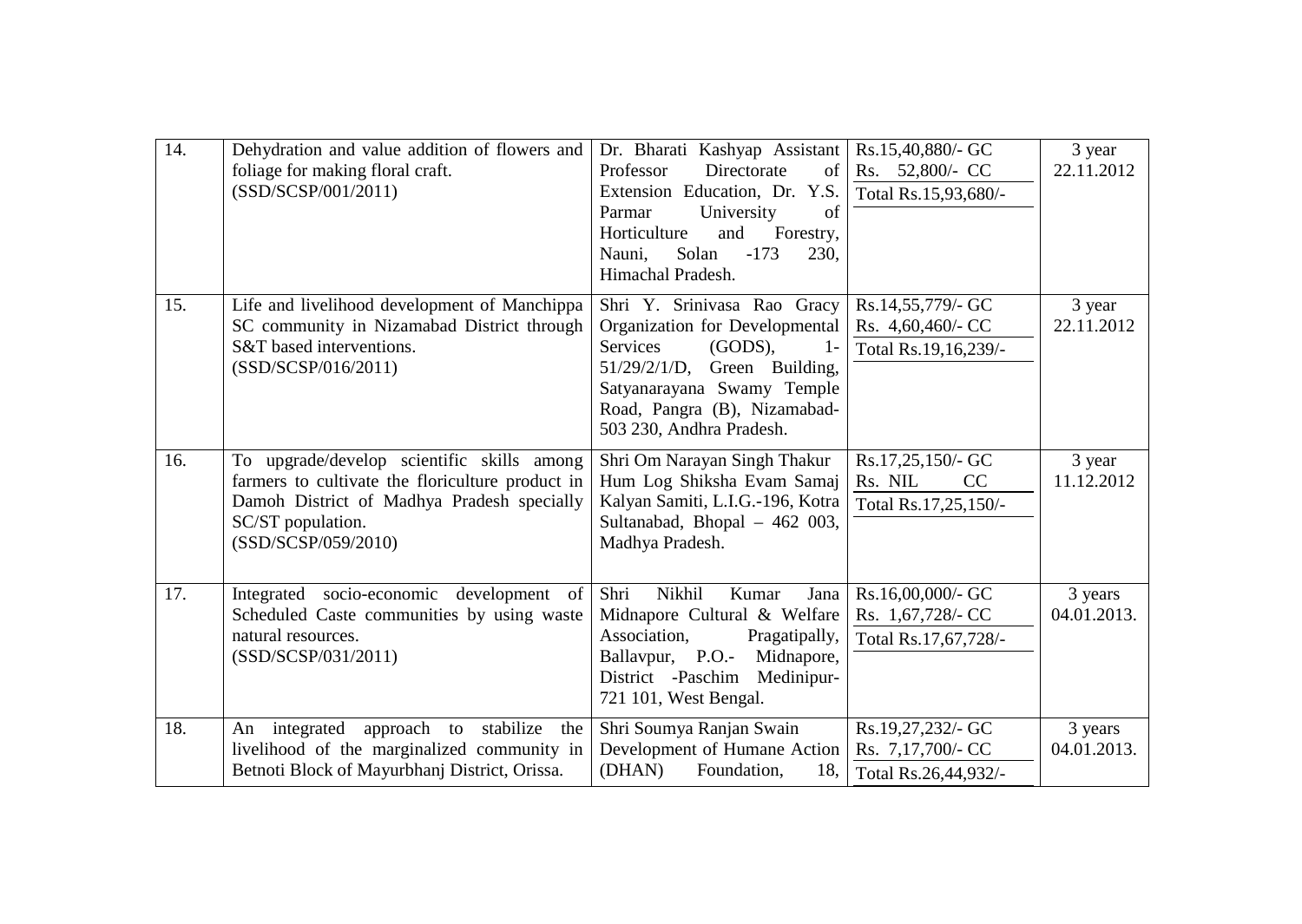| 14. | Dehydration and value addition of flowers and foliage for making floral craft. (SSD/SCSP/001/2011) | Dr. Bharati Kashyap Assistant Professor Directorate of Extension Education, Dr. Y.S. Parmar University of Horticulture and Forestry, Nauni, Solan -173 230, Himachal Pradesh. | Rs.15,40,880/- GC<br>Rs. 52,800/- CC<br>Total Rs.15,93,680/- | 3 year<br>22.11.2012 |
|---|---|---|---|---|
| 15. | Life and livelihood development of Manchippa SC community in Nizamabad District through S&T based interventions. (SSD/SCSP/016/2011) | Shri Y. Srinivasa Rao Gracy Organization for Developmental Services (GODS), 1-51/29/2/1/D, Green Building, Satyanarayana Swamy Temple Road, Pangra (B), Nizamabad-503 230, Andhra Pradesh. | Rs.14,55,779/- GC<br>Rs. 4,60,460/- CC<br>Total Rs.19,16,239/- | 3 year<br>22.11.2012 |
| 16. | To upgrade/develop scientific skills among farmers to cultivate the floriculture product in Damoh District of Madhya Pradesh specially SC/ST population. (SSD/SCSP/059/2010) | Shri Om Narayan Singh Thakur Hum Log Shiksha Evam Samaj Kalyan Samiti, L.I.G.-196, Kotra Sultanabad, Bhopal – 462 003, Madhya Pradesh. | Rs.17,25,150/- GC<br>Rs. NIL CC<br>Total Rs.17,25,150/- | 3 year<br>11.12.2012 |
| 17. | Integrated socio-economic development of Scheduled Caste communities by using waste natural resources. (SSD/SCSP/031/2011) | Shri Nikhil Kumar Jana Midnapore Cultural & Welfare Association, Pragatipally, Ballavpur, P.O.- Midnapore, District -Paschim Medinipur-721 101, West Bengal. | Rs.16,00,000/- GC<br>Rs. 1,67,728/- CC<br>Total Rs.17,67,728/- | 3 years<br>04.01.2013. |
| 18. | An integrated approach to stabilize the livelihood of the marginalized community in Betnoti Block of Mayurbhanj District, Orissa. | Shri Soumya Ranjan Swain Development of Humane Action (DHAN) Foundation, 18, | Rs.19,27,232/- GC<br>Rs. 7,17,700/- CC<br>Total Rs.26,44,932/- | 3 years<br>04.01.2013. |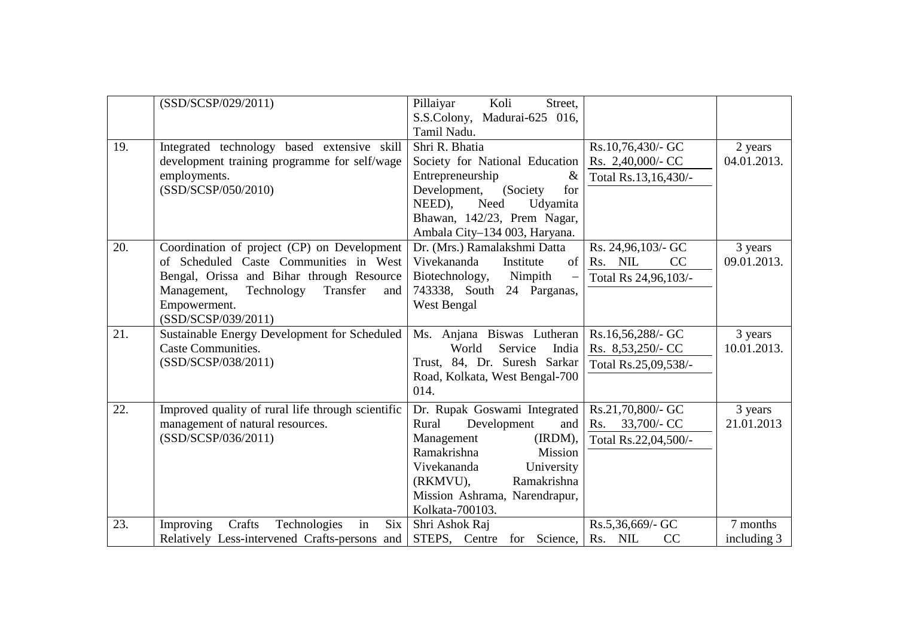| | | | | |
|---|---|---|---|---|
| | (SSD/SCSP/029/2011) | Pillaiyar Koli Street, S.S.Colony, Madurai-625 016, Tamil Nadu. | | |
| 19. | Integrated technology based extensive skill development training programme for self/wage employments.<br>(SSD/SCSP/050/2010) | Shri R. Bhatia<br>Society for National Education Entrepreneurship & Development, (Society for NEED), Need Udyamita Bhawan, 142/23, Prem Nagar, Ambala City–134 003, Haryana. | Rs.10,76,430/- GC<br>Rs. 2,40,000/- CC<br>Total Rs.13,16,430/- | 2 years<br>04.01.2013. |
| 20. | Coordination of project (CP) on Development of Scheduled Caste Communities in West Bengal, Orissa and Bihar through Resource Management, Technology Transfer and Empowerment.<br>(SSD/SCSP/039/2011) | Dr. (Mrs.) Ramalakshmi Datta<br>Vivekananda Institute of Biotechnology, Nimpith – 743338, South 24 Parganas, West Bengal | Rs. 24,96,103/- GC<br>Rs. NIL CC<br>Total Rs 24,96,103/- | 3 years<br>09.01.2013. |
| 21. | Sustainable Energy Development for Scheduled Caste Communities.<br>(SSD/SCSP/038/2011) | Ms. Anjana Biswas Lutheran World Service India Trust, 84, Dr. Suresh Sarkar Road, Kolkata, West Bengal-700 014. | Rs.16,56,288/- GC<br>Rs. 8,53,250/- CC<br>Total Rs.25,09,538/- | 3 years<br>10.01.2013. |
| 22. | Improved quality of rural life through scientific management of natural resources.<br>(SSD/SCSP/036/2011) | Dr. Rupak Goswami Integrated Rural Development and Management (IRDM), Ramakrishna Mission Vivekananda University (RKMVU), Ramakrishna Mission Ashrama, Narendrapur, Kolkata-700103. | Rs.21,70,800/- GC<br>Rs. 33,700/- CC<br>Total Rs.22,04,500/- | 3 years<br>21.01.2013 |
| 23. | Improving Crafts Technologies in Six Relatively Less-intervened Crafts-persons and | Shri Ashok Raj<br>STEPS, Centre for Science, | Rs.5,36,669/- GC<br>Rs. NIL CC | 7 months including 3 |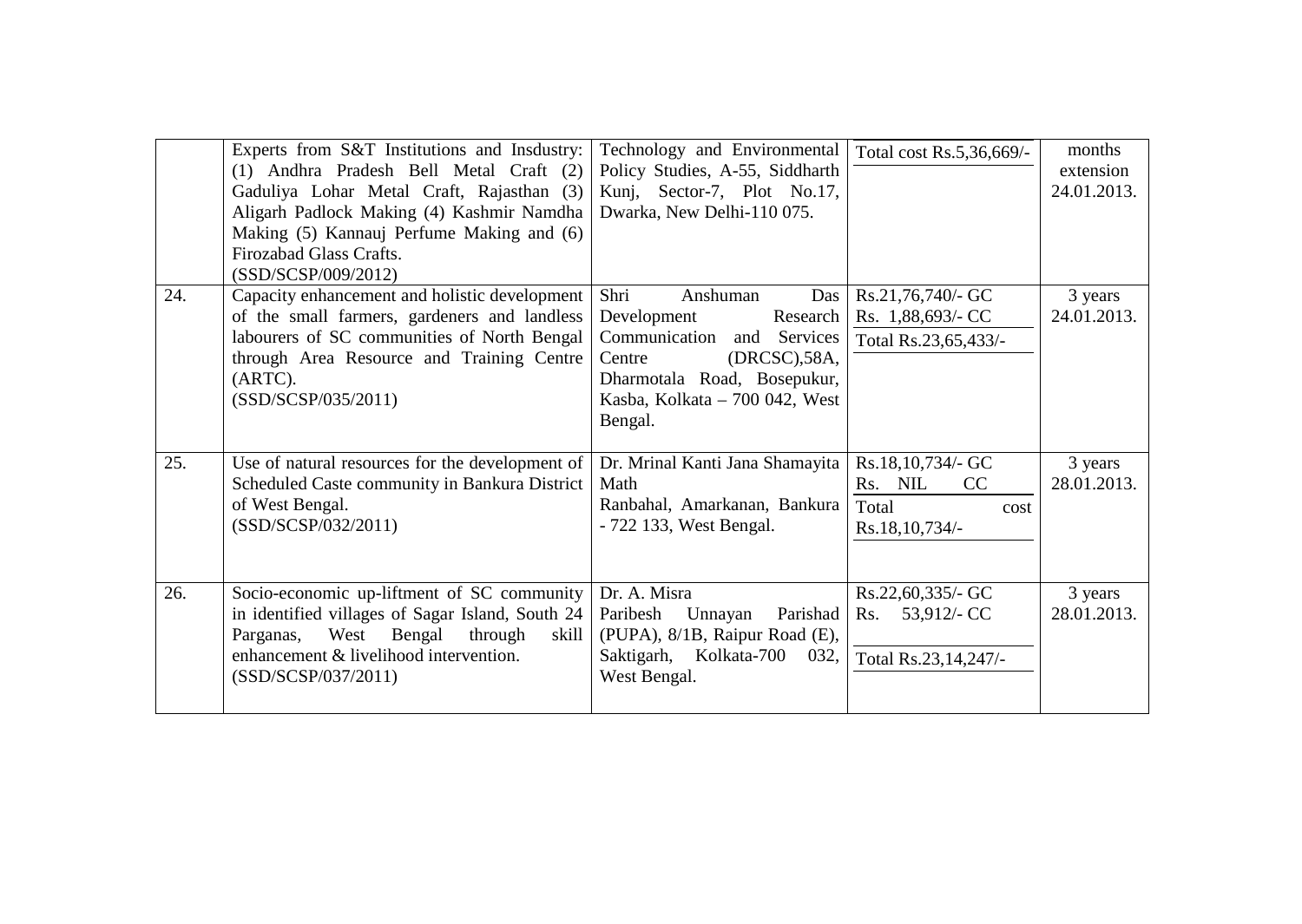| | | | | |
|---|---|---|---|---|
| | Experts from S&T Institutions and Insdustry: (1) Andhra Pradesh Bell Metal Craft (2) Gaduliya Lohar Metal Craft, Rajasthan (3) Aligarh Padlock Making (4) Kashmir Namdha Making (5) Kannauj Perfume Making and (6) Firozabad Glass Crafts.<br>(SSD/SCSP/009/2012) | Technology and Environmental Policy Studies, A-55, Siddharth Kunj, Sector-7, Plot No.17, Dwarka, New Delhi-110 075. | Total cost Rs.5,36,669/- | months extension 24.01.2013. |
| 24. | Capacity enhancement and holistic development of the small farmers, gardeners and landless labourers of SC communities of North Bengal through Area Resource and Training Centre (ARTC).<br>(SSD/SCSP/035/2011) | Shri Anshuman Das Development Research Communication and Services Centre (DRCSC),58A, Dharmotala Road, Bosepukur, Kasba, Kolkata – 700 042, West Bengal. | Rs.21,76,740/- GC<br>Rs. 1,88,693/- CC<br>Total Rs.23,65,433/- | 3 years 24.01.2013. |
| 25. | Use of natural resources for the development of Scheduled Caste community in Bankura District of West Bengal.<br>(SSD/SCSP/032/2011) | Dr. Mrinal Kanti Jana Shamayita Math<br>Ranbahal, Amarkanan, Bankura - 722 133, West Bengal. | Rs.18,10,734/- GC<br>Rs. NIL CC<br>Total cost Rs.18,10,734/- | 3 years 28.01.2013. |
| 26. | Socio-economic up-liftment of SC community in identified villages of Sagar Island, South 24 Parganas, West Bengal through skill enhancement & livelihood intervention.<br>(SSD/SCSP/037/2011) | Dr. A. Misra<br>Paribesh Unnayan Parishad (PUPA), 8/1B, Raipur Road (E), Saktigarh, Kolkata-700 032, West Bengal. | Rs.22,60,335/- GC<br>Rs. 53,912/- CC<br>Total Rs.23,14,247/- | 3 years 28.01.2013. |